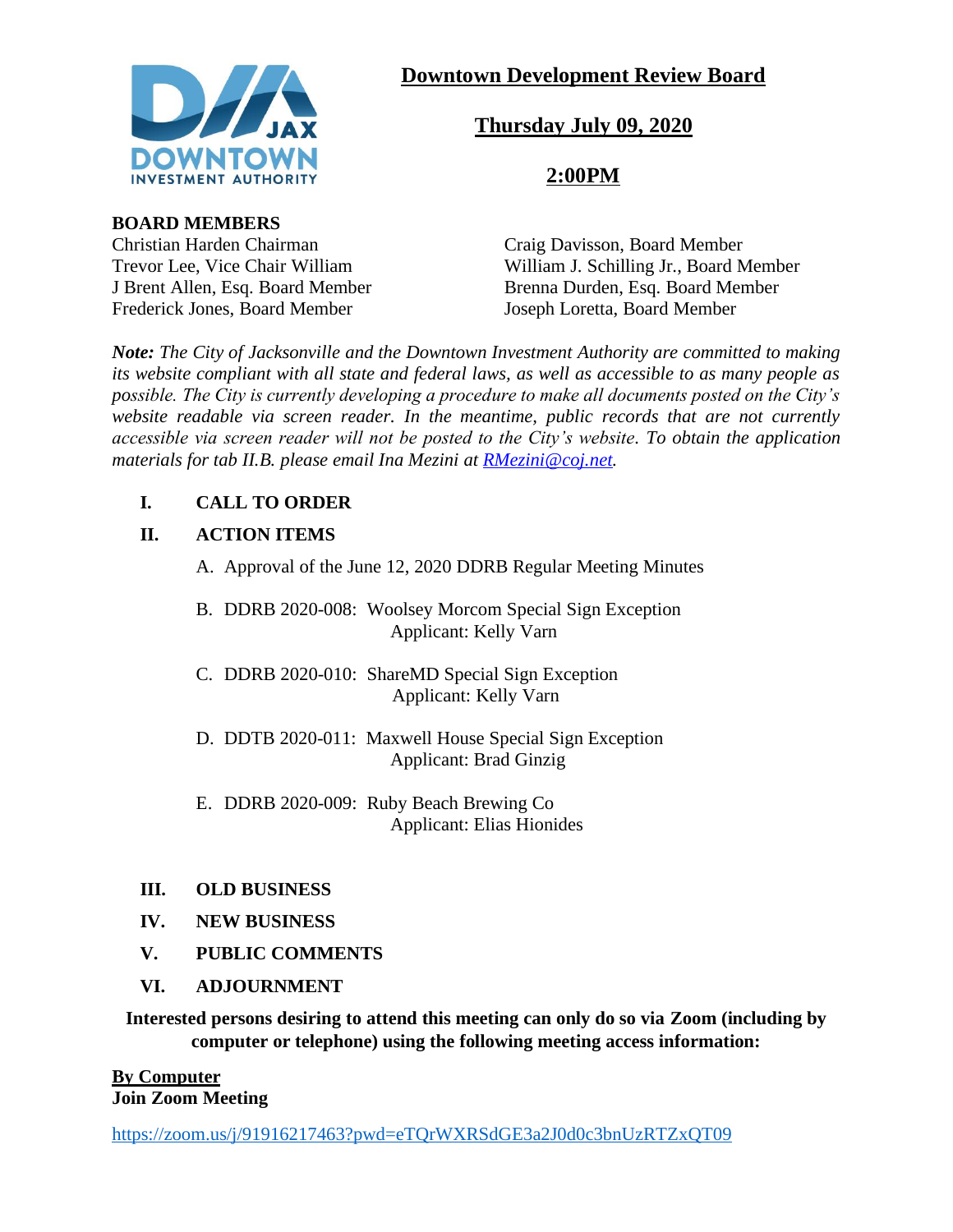# Downtown Development Review Board

## Thursday July 09, 2020

## 2:00PM

**BOARD MEMBERS**

Christian Harden Chairman
Trevor Lee, Vice Chair William
J Brent Allen, Esq. Board Member
Frederick Jones, Board Member
Craig Davisson, Board Member
William J. Schilling Jr., Board Member
Brenna Durden, Esq. Board Member
Joseph Loretta, Board Member

***Note:*** *The City of Jacksonville and the Downtown Investment Authority are committed to making its website compliant with all state and federal laws, as well as accessible to as many people as possible. The City is currently developing a procedure to make all documents posted on the City's website readable via screen reader. In the meantime, public records that are not currently accessible via screen reader will not be posted to the City's website. To obtain the application materials for tab II.B. please email Ina Mezini at [RMezini@coj.net](mailto:RMezini@coj.net).*

**I. CALL TO ORDER**

**II. ACTION ITEMS**

A. Approval of the June 12, 2020 DDRB Regular Meeting Minutes

B. DDRB 2020-008: Woolsey Morcom Special Sign Exception
Applicant: Kelly Varn

C. DDRB 2020-010: ShareMD Special Sign Exception
Applicant: Kelly Varn

D. DDTB 2020-011: Maxwell House Special Sign Exception
Applicant: Brad Ginzig

E. DDRB 2020-009: Ruby Beach Brewing Co
Applicant: Elias Hionides

**III. OLD BUSINESS**

**IV. NEW BUSINESS**

**V. PUBLIC COMMENTS**

**VI. ADJOURNMENT**

**Interested persons desiring to attend this meeting can only do so via Zoom (including by computer or telephone) using the following meeting access information:**

**By Computer**
**Join Zoom Meeting**

https://zoom.us/j/91916217463?pwd=eTQrWXRSdGE3a2J0d0c3bnUzRTZxQT09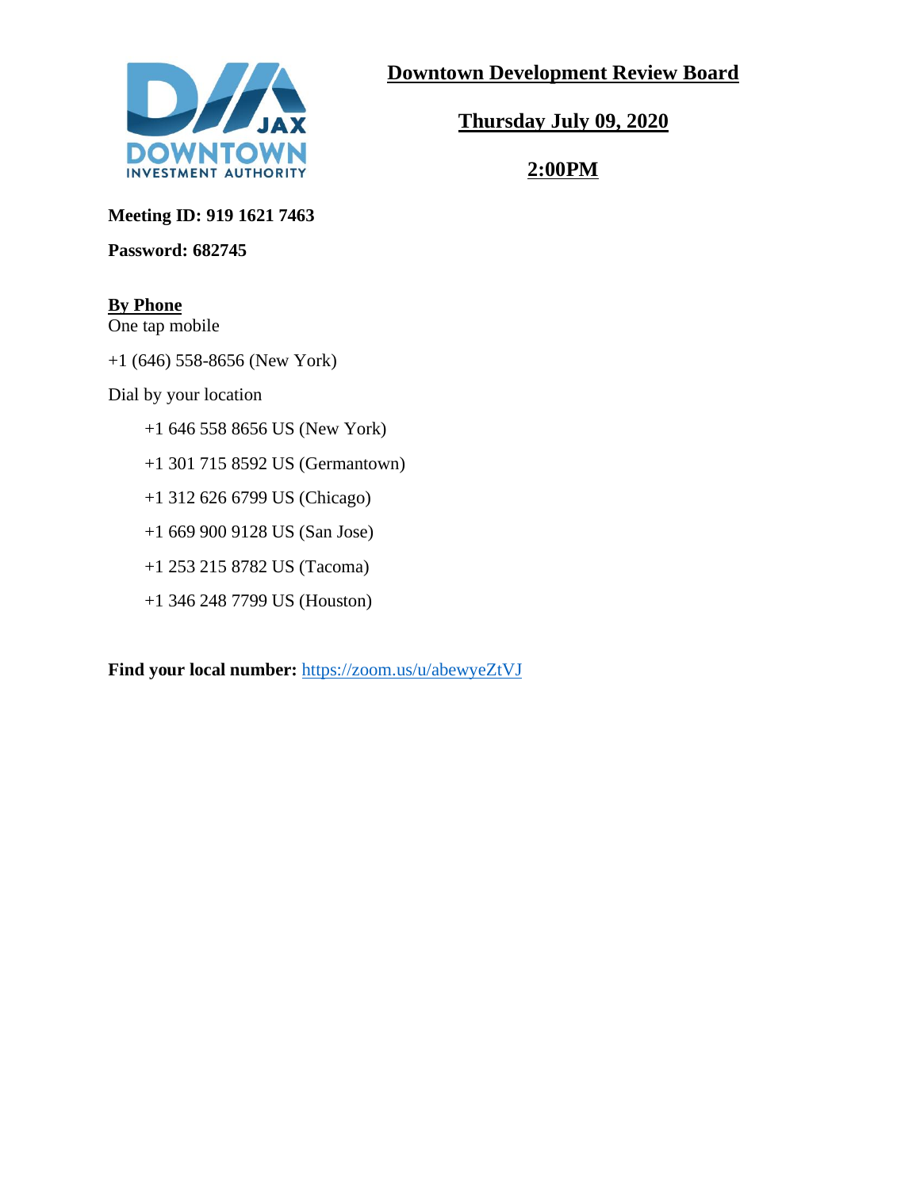# Downtown Development Review Board

## Thursday July 09, 2020

## 2:00PM

**Meeting ID: 919 1621 7463**

**Password: 682745**

**By Phone**

One tap mobile

+1 (646) 558-8656 (New York)

Dial by your location

- +1 646 558 8656 US (New York)
- +1 301 715 8592 US (Germantown)
- +1 312 626 6799 US (Chicago)
- +1 669 900 9128 US (San Jose)
- +1 253 215 8782 US (Tacoma)
- +1 346 248 7799 US (Houston)

**Find your local number:** https://zoom.us/u/abewyeZtVJ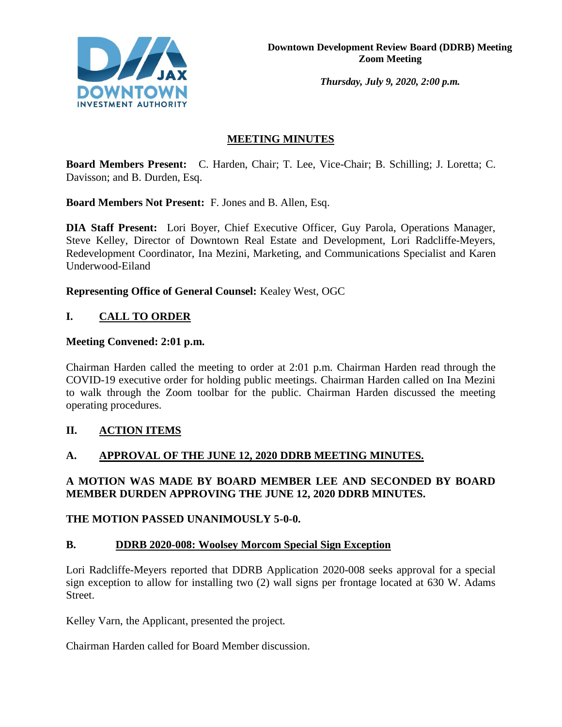**Downtown Development Review Board (DDRB) Meeting**
**Zoom Meeting**

*Thursday, July 9, 2020, 2:00 p.m.*

## MEETING MINUTES

**Board Members Present:** C. Harden, Chair; T. Lee, Vice-Chair; B. Schilling; J. Loretta; C. Davisson; and B. Durden, Esq.

**Board Members Not Present:** F. Jones and B. Allen, Esq.

**DIA Staff Present:** Lori Boyer, Chief Executive Officer, Guy Parola, Operations Manager, Steve Kelley, Director of Downtown Real Estate and Development, Lori Radcliffe-Meyers, Redevelopment Coordinator, Ina Mezini, Marketing, and Communications Specialist and Karen Underwood-Eiland

**Representing Office of General Counsel:** Kealey West, OGC

## I. CALL TO ORDER

**Meeting Convened: 2:01 p.m.**

Chairman Harden called the meeting to order at 2:01 p.m. Chairman Harden read through the COVID-19 executive order for holding public meetings. Chairman Harden called on Ina Mezini to walk through the Zoom toolbar for the public. Chairman Harden discussed the meeting operating procedures.

## II. ACTION ITEMS

### A. APPROVAL OF THE JUNE 12, 2020 DDRB MEETING MINUTES.

**A MOTION WAS MADE BY BOARD MEMBER LEE AND SECONDED BY BOARD MEMBER DURDEN APPROVING THE JUNE 12, 2020 DDRB MINUTES.**

**THE MOTION PASSED UNANIMOUSLY 5-0-0.**

### B. DDRB 2020-008: Woolsey Morcom Special Sign Exception

Lori Radcliffe-Meyers reported that DDRB Application 2020-008 seeks approval for a special sign exception to allow for installing two (2) wall signs per frontage located at 630 W. Adams Street.

Kelley Varn, the Applicant, presented the project.

Chairman Harden called for Board Member discussion.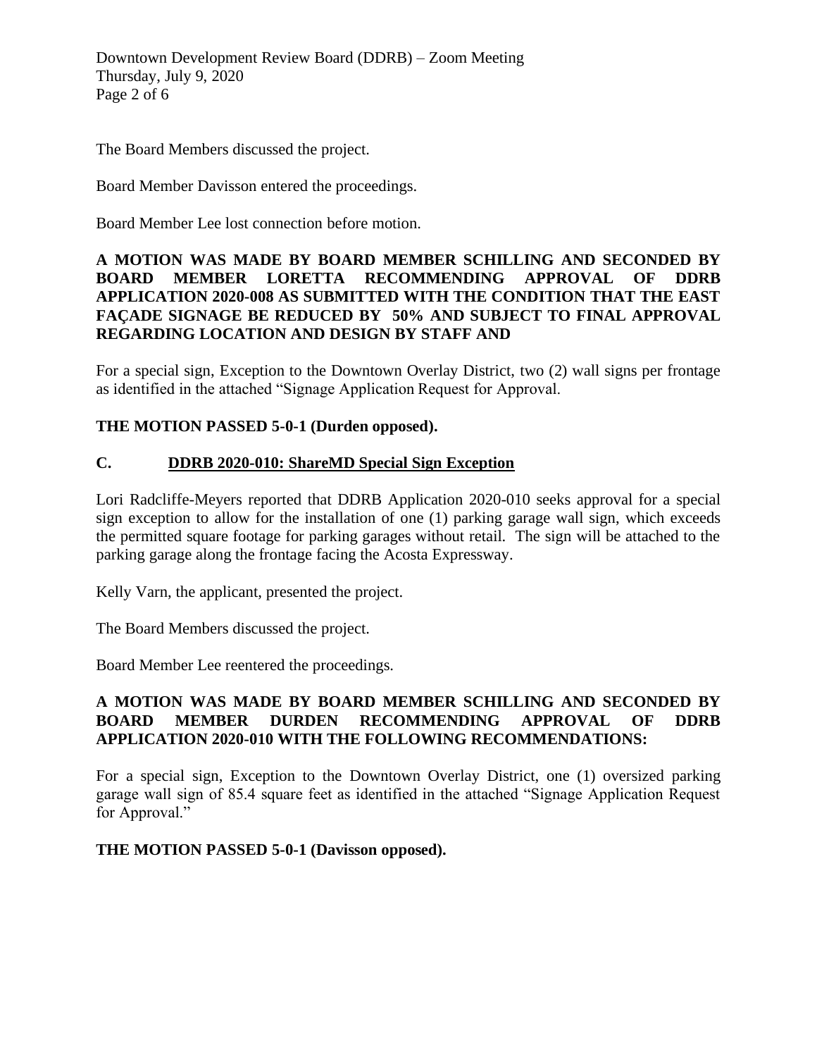The Board Members discussed the project.

Board Member Davisson entered the proceedings.

Board Member Lee lost connection before motion.

**A MOTION WAS MADE BY BOARD MEMBER SCHILLING AND SECONDED BY BOARD MEMBER LORETTA RECOMMENDING APPROVAL OF DDRB APPLICATION 2020-008 AS SUBMITTED WITH THE CONDITION THAT THE EAST FAÇADE SIGNAGE BE REDUCED BY 50% AND SUBJECT TO FINAL APPROVAL REGARDING LOCATION AND DESIGN BY STAFF AND**

For a special sign, Exception to the Downtown Overlay District, two (2) wall signs per frontage as identified in the attached "Signage Application Request for Approval.

**THE MOTION PASSED 5-0-1 (Durden opposed).**

## C. DDRB 2020-010: ShareMD Special Sign Exception

Lori Radcliffe-Meyers reported that DDRB Application 2020-010 seeks approval for a special sign exception to allow for the installation of one (1) parking garage wall sign, which exceeds the permitted square footage for parking garages without retail. The sign will be attached to the parking garage along the frontage facing the Acosta Expressway.

Kelly Varn, the applicant, presented the project.

The Board Members discussed the project.

Board Member Lee reentered the proceedings.

**A MOTION WAS MADE BY BOARD MEMBER SCHILLING AND SECONDED BY BOARD MEMBER DURDEN RECOMMENDING APPROVAL OF DDRB APPLICATION 2020-010 WITH THE FOLLOWING RECOMMENDATIONS:**

For a special sign, Exception to the Downtown Overlay District, one (1) oversized parking garage wall sign of 85.4 square feet as identified in the attached "Signage Application Request for Approval."

**THE MOTION PASSED 5-0-1 (Davisson opposed).**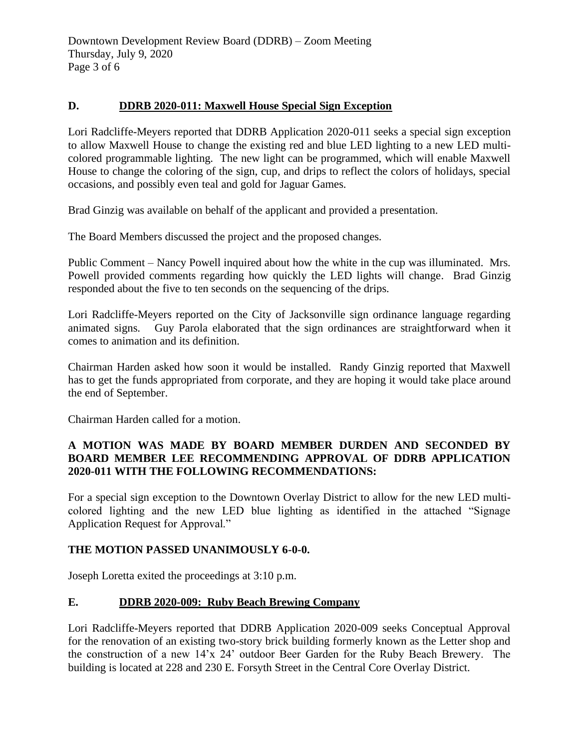## D. DDRB 2020-011: Maxwell House Special Sign Exception

Lori Radcliffe-Meyers reported that DDRB Application 2020-011 seeks a special sign exception to allow Maxwell House to change the existing red and blue LED lighting to a new LED multi-colored programmable lighting. The new light can be programmed, which will enable Maxwell House to change the coloring of the sign, cup, and drips to reflect the colors of holidays, special occasions, and possibly even teal and gold for Jaguar Games.

Brad Ginzig was available on behalf of the applicant and provided a presentation.

The Board Members discussed the project and the proposed changes.

Public Comment – Nancy Powell inquired about how the white in the cup was illuminated. Mrs. Powell provided comments regarding how quickly the LED lights will change. Brad Ginzig responded about the five to ten seconds on the sequencing of the drips.

Lori Radcliffe-Meyers reported on the City of Jacksonville sign ordinance language regarding animated signs. Guy Parola elaborated that the sign ordinances are straightforward when it comes to animation and its definition.

Chairman Harden asked how soon it would be installed. Randy Ginzig reported that Maxwell has to get the funds appropriated from corporate, and they are hoping it would take place around the end of September.

Chairman Harden called for a motion.

**A MOTION WAS MADE BY BOARD MEMBER DURDEN AND SECONDED BY BOARD MEMBER LEE RECOMMENDING APPROVAL OF DDRB APPLICATION 2020-011 WITH THE FOLLOWING RECOMMENDATIONS:**

For a special sign exception to the Downtown Overlay District to allow for the new LED multi-colored lighting and the new LED blue lighting as identified in the attached "Signage Application Request for Approval."

**THE MOTION PASSED UNANIMOUSLY 6-0-0.**

Joseph Loretta exited the proceedings at 3:10 p.m.

## E. DDRB 2020-009: Ruby Beach Brewing Company

Lori Radcliffe-Meyers reported that DDRB Application 2020-009 seeks Conceptual Approval for the renovation of an existing two-story brick building formerly known as the Letter shop and the construction of a new 14'x 24' outdoor Beer Garden for the Ruby Beach Brewery. The building is located at 228 and 230 E. Forsyth Street in the Central Core Overlay District.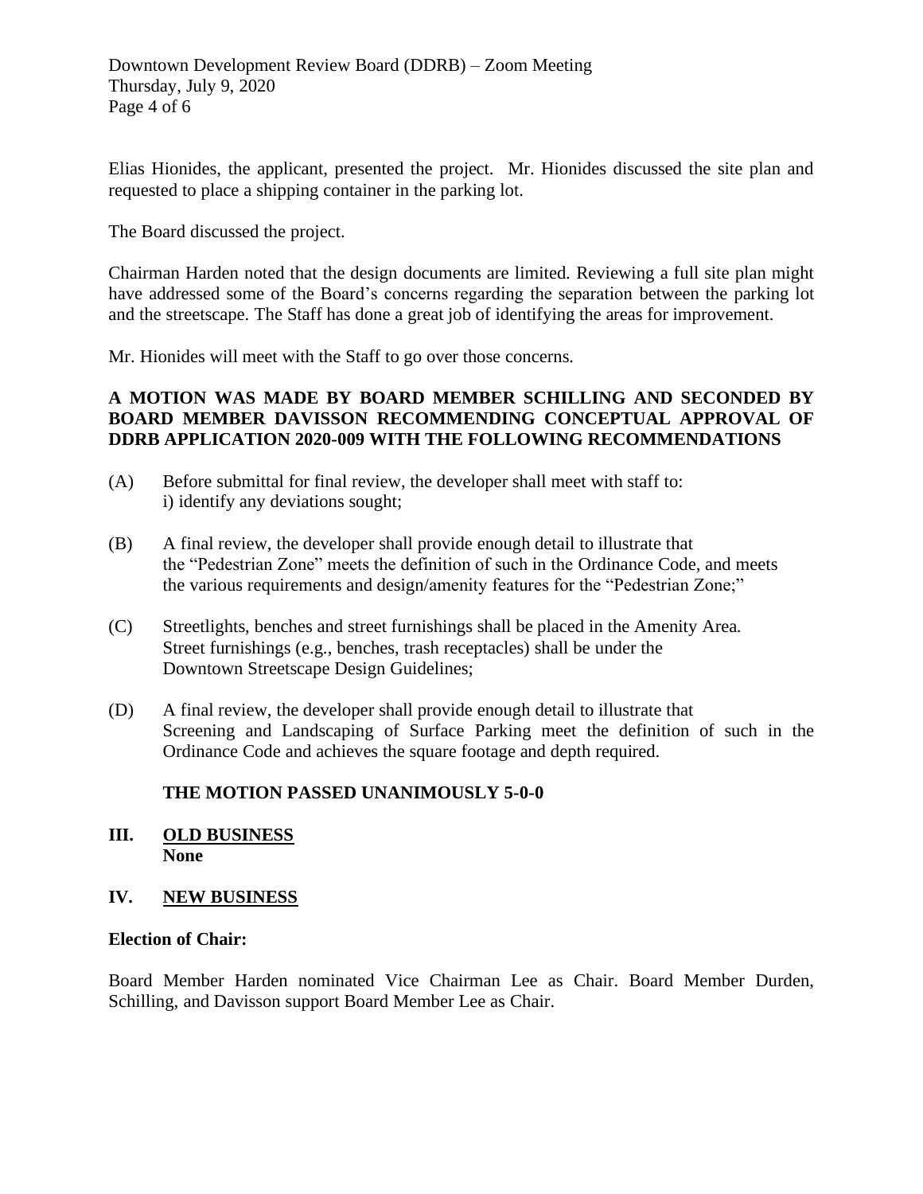Elias Hionides, the applicant, presented the project. Mr. Hionides discussed the site plan and requested to place a shipping container in the parking lot.

The Board discussed the project.

Chairman Harden noted that the design documents are limited. Reviewing a full site plan might have addressed some of the Board's concerns regarding the separation between the parking lot and the streetscape. The Staff has done a great job of identifying the areas for improvement.

Mr. Hionides will meet with the Staff to go over those concerns.

**A MOTION WAS MADE BY BOARD MEMBER SCHILLING AND SECONDED BY BOARD MEMBER DAVISSON RECOMMENDING CONCEPTUAL APPROVAL OF DDRB APPLICATION 2020-009 WITH THE FOLLOWING RECOMMENDATIONS**

(A) Before submittal for final review, the developer shall meet with staff to:
i) identify any deviations sought;

(B) A final review, the developer shall provide enough detail to illustrate that the "Pedestrian Zone" meets the definition of such in the Ordinance Code, and meets the various requirements and design/amenity features for the "Pedestrian Zone;"

(C) Streetlights, benches and street furnishings shall be placed in the Amenity Area. Street furnishings (e.g., benches, trash receptacles) shall be under the Downtown Streetscape Design Guidelines;

(D) A final review, the developer shall provide enough detail to illustrate that Screening and Landscaping of Surface Parking meet the definition of such in the Ordinance Code and achieves the square footage and depth required.

**THE MOTION PASSED UNANIMOUSLY 5-0-0**

## III. OLD BUSINESS

**None**

## IV. NEW BUSINESS

**Election of Chair:**

Board Member Harden nominated Vice Chairman Lee as Chair. Board Member Durden, Schilling, and Davisson support Board Member Lee as Chair.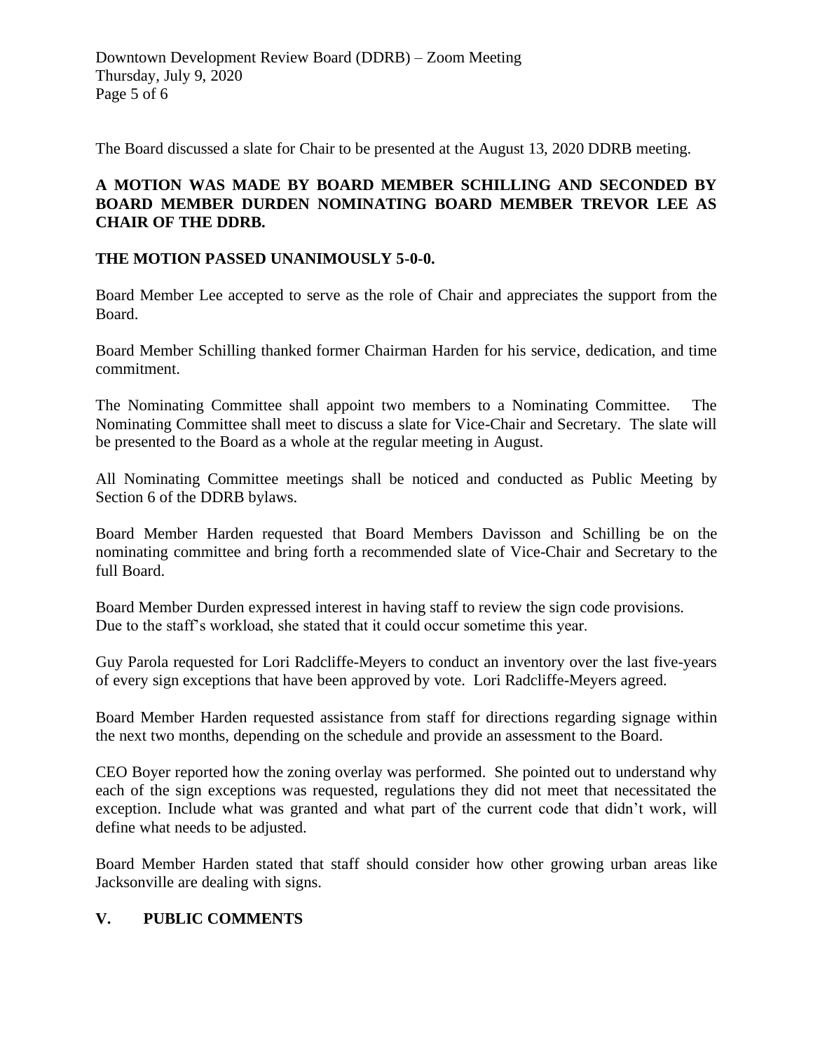The Board discussed a slate for Chair to be presented at the August 13, 2020 DDRB meeting.

**A MOTION WAS MADE BY BOARD MEMBER SCHILLING AND SECONDED BY BOARD MEMBER DURDEN NOMINATING BOARD MEMBER TREVOR LEE AS CHAIR OF THE DDRB.**

**THE MOTION PASSED UNANIMOUSLY 5-0-0.**

Board Member Lee accepted to serve as the role of Chair and appreciates the support from the Board.

Board Member Schilling thanked former Chairman Harden for his service, dedication, and time commitment.

The Nominating Committee shall appoint two members to a Nominating Committee. The Nominating Committee shall meet to discuss a slate for Vice-Chair and Secretary. The slate will be presented to the Board as a whole at the regular meeting in August.

All Nominating Committee meetings shall be noticed and conducted as Public Meeting by Section 6 of the DDRB bylaws.

Board Member Harden requested that Board Members Davisson and Schilling be on the nominating committee and bring forth a recommended slate of Vice-Chair and Secretary to the full Board.

Board Member Durden expressed interest in having staff to review the sign code provisions. Due to the staff's workload, she stated that it could occur sometime this year.

Guy Parola requested for Lori Radcliffe-Meyers to conduct an inventory over the last five-years of every sign exceptions that have been approved by vote. Lori Radcliffe-Meyers agreed.

Board Member Harden requested assistance from staff for directions regarding signage within the next two months, depending on the schedule and provide an assessment to the Board.

CEO Boyer reported how the zoning overlay was performed. She pointed out to understand why each of the sign exceptions was requested, regulations they did not meet that necessitated the exception. Include what was granted and what part of the current code that didn't work, will define what needs to be adjusted.

Board Member Harden stated that staff should consider how other growing urban areas like Jacksonville are dealing with signs.

## V. PUBLIC COMMENTS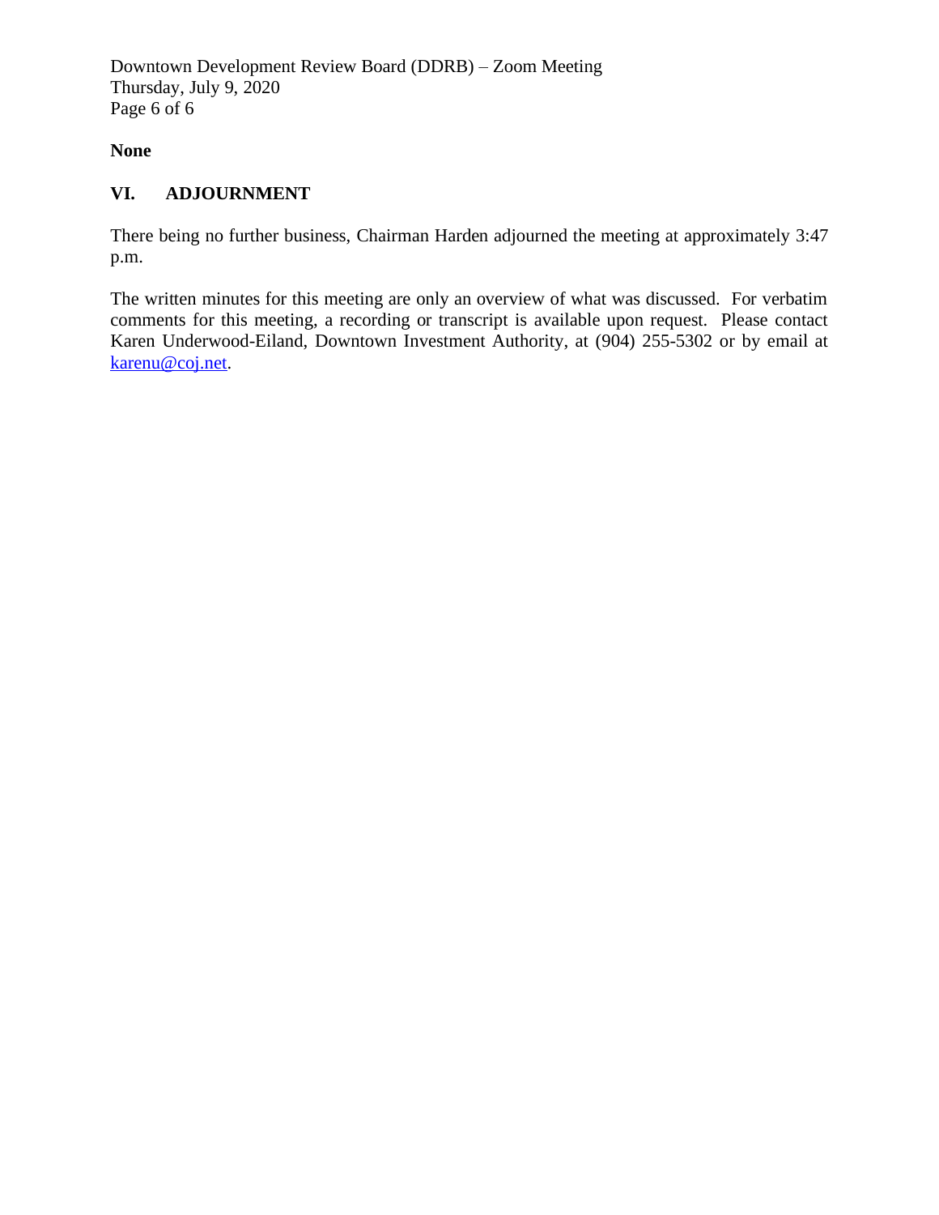**None**

## VI. ADJOURNMENT

There being no further business, Chairman Harden adjourned the meeting at approximately 3:47 p.m.

The written minutes for this meeting are only an overview of what was discussed. For verbatim comments for this meeting, a recording or transcript is available upon request. Please contact Karen Underwood-Eiland, Downtown Investment Authority, at (904) 255-5302 or by email at karenu@coj.net.